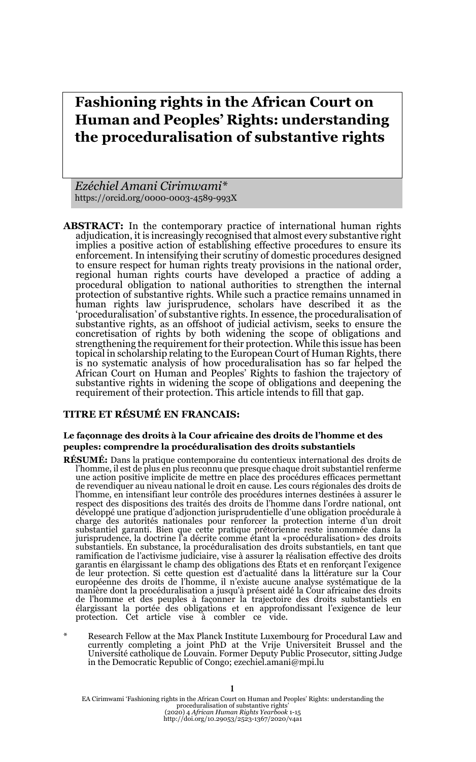# Fashioning rights in the African Court on Human and Peoples' Rights: understanding the proceduralisation of substantive rights

*Ezéchiel Amani Cirimwami\**
https://orcid.org/0000-0003-4589-993X

**ABSTRACT:** In the contemporary practice of international human rights adjudication, it is increasingly recognised that almost every substantive right implies a positive action of establishing effective procedures to ensure its enforcement. In intensifying their scrutiny of domestic procedures designed to ensure respect for human rights treaty provisions in the national order, regional human rights courts have developed a practice of adding a procedural obligation to national authorities to strengthen the internal protection of substantive rights. While such a practice remains unnamed in human rights law jurisprudence, scholars have described it as the 'proceduralisation' of substantive rights. In essence, the proceduralisation of substantive rights, as an offshoot of judicial activism, seeks to ensure the concretisation of rights by both widening the scope of obligations and strengthening the requirement for their protection. While this issue has been topical in scholarship relating to the European Court of Human Rights, there is no systematic analysis of how proceduralisation has so far helped the African Court on Human and Peoples' Rights to fashion the trajectory of substantive rights in widening the scope of obligations and deepening the requirement of their protection. This article intends to fill that gap.

**TITRE ET RÉSUMÉ EN FRANCAIS:**

**Le façonnage des droits à la Cour africaine des droits de l'homme et des peuples: comprendre la procéduralisation des droits substantiels**

**RÉSUMÉ:** Dans la pratique contemporaine du contentieux international des droits de l'homme, il est de plus en plus reconnu que presque chaque droit substantiel renferme une action positive implicite de mettre en place des procédures efficaces permettant de revendiquer au niveau national le droit en cause. Les cours régionales des droits de l'homme, en intensifiant leur contrôle des procédures internes destinées à assurer le respect des dispositions des traités des droits de l'homme dans l'ordre national, ont développé une pratique d'adjonction jurisprudentielle d'une obligation procédurale à charge des autorités nationales pour renforcer la protection interne d'un droit substantiel garanti. Bien que cette pratique prétorienne reste innommée dans la jurisprudence, la doctrine l'a décrite comme étant la «procéduralisation» des droits substantiels. En substance, la procéduralisation des droits substantiels, en tant que ramification de l'activisme judiciaire, vise à assurer la réalisation effective des droits garantis en élargissant le champ des obligations des États et en renforçant l'exigence de leur protection. Si cette question est d'actualité dans la littérature sur la Cour européenne des droits de l'homme, il n'existe aucune analyse systématique de la manière dont la procéduralisation a jusqu'à présent aidé la Cour africaine des droits de l'homme et des peuples à façonner la trajectoire des droits substantiels en élargissant la portée des obligations et en approfondissant l'exigence de leur protection. Cet article vise à combler ce vide.

\* Research Fellow at the Max Planck Institute Luxembourg for Procedural Law and currently completing a joint PhD at the Vrije Universiteit Brussel and the Université catholique de Louvain. Former Deputy Public Prosecutor, sitting Judge in the Democratic Republic of Congo; ezechiel.amani@mpi.lu

EA Cirimwami 'Fashioning rights in the African Court on Human and Peoples' Rights: understanding the proceduralisation of substantive rights' (2020) 4 *African Human Rights Yearbook* 1-15
http://doi.org/10.29053/2523-1367/2020/v4a1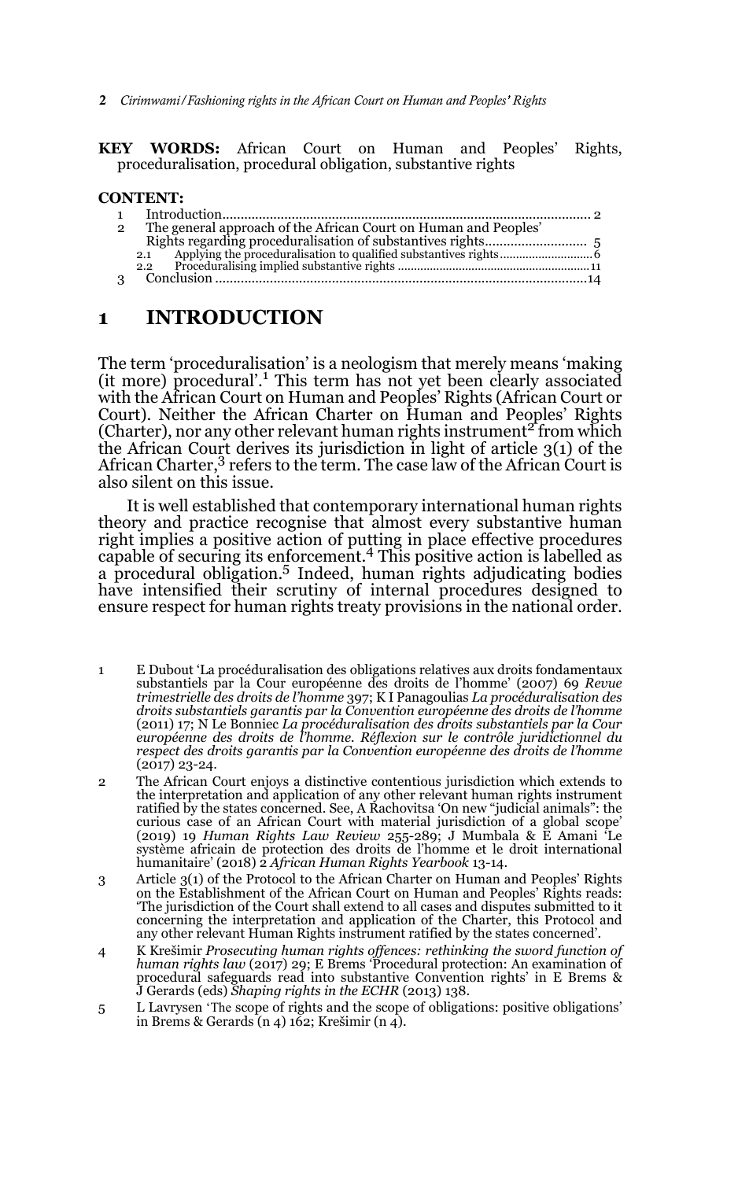**KEY WORDS:** African Court on Human and Peoples' Rights, proceduralisation, procedural obligation, substantive rights

**CONTENT:**

1 Introduction .................................................................................................... 2
2 The general approach of the African Court on Human and Peoples' Rights regarding proceduralisation of substantives rights .......................... 5
 2.1 Applying the proceduralisation to qualified substantives rights ............................ 6
 2.2 Proceduralising implied substantive rights ........................................................... 11
3 Conclusion ...................................................................................................... 14

# 1 INTRODUCTION

The term 'proceduralisation' is a neologism that merely means 'making (it more) procedural'.[1] This term has not yet been clearly associated with the African Court on Human and Peoples' Rights (African Court or Court). Neither the African Charter on Human and Peoples' Rights (Charter), nor any other relevant human rights instrument[2] from which the African Court derives its jurisdiction in light of article 3(1) of the African Charter,[3] refers to the term. The case law of the African Court is also silent on this issue.

It is well established that contemporary international human rights theory and practice recognise that almost every substantive human right implies a positive action of putting in place effective procedures capable of securing its enforcement.[4] This positive action is labelled as a procedural obligation.[5] Indeed, human rights adjudicating bodies have intensified their scrutiny of internal procedures designed to ensure respect for human rights treaty provisions in the national order.

---

1 E Dubout 'La procéduralisation des obligations relatives aux droits fondamentaux substantiels par la Cour européenne des droits de l'homme' (2007) 69 *Revue trimestrielle des droits de l'homme* 397; K I Panagoulias *La procéduralisation des droits substantiels garantis par la Convention européenne des droits de l'homme* (2011) 17; N Le Bonniec *La procéduralisation des droits substantiels par la Cour européenne des droits de l'homme. Réflexion sur le contrôle juridictionnel du respect des droits garantis par la Convention européenne des droits de l'homme* (2017) 23-24.

2 The African Court enjoys a distinctive contentious jurisdiction which extends to the interpretation and application of any other relevant human rights instrument ratified by the states concerned. See, A Rachovitsa 'On new "judicial animals": the curious case of an African Court with material jurisdiction of a global scope' (2019) 19 *Human Rights Law Review* 255-289; J Mumbala & E Amani 'Le système africain de protection des droits de l'homme et le droit international humanitaire' (2018) 2 *African Human Rights Yearbook* 13-14.

3 Article 3(1) of the Protocol to the African Charter on Human and Peoples' Rights on the Establishment of the African Court on Human and Peoples' Rights reads: 'The jurisdiction of the Court shall extend to all cases and disputes submitted to it concerning the interpretation and application of the Charter, this Protocol and any other relevant Human Rights instrument ratified by the states concerned'.

4 K Krešimir *Prosecuting human rights offences: rethinking the sword function of human rights law* (2017) 29; E Brems 'Procedural protection: An examination of procedural safeguards read into substantive Convention rights' in E Brems & J Gerards (eds) *Shaping rights in the ECHR* (2013) 138.

5 L Lavrysen 'The scope of rights and the scope of obligations: positive obligations' in Brems & Gerards (n 4) 162; Krešimir (n 4).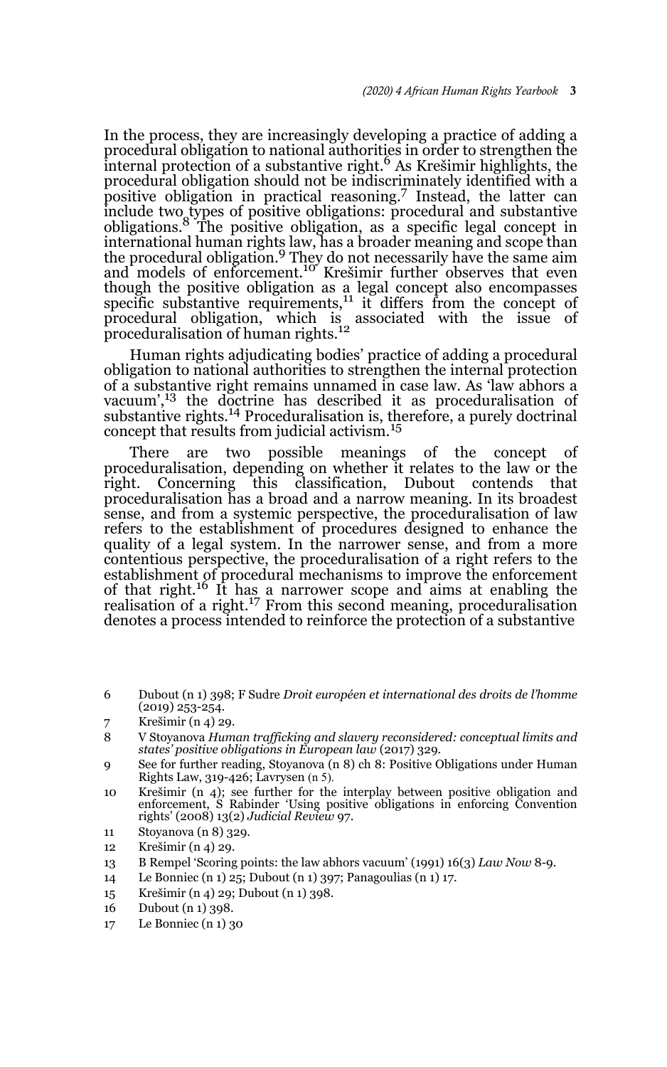In the process, they are increasingly developing a practice of adding a procedural obligation to national authorities in order to strengthen the internal protection of a substantive right.[6] As Krešimir highlights, the procedural obligation should not be indiscriminately identified with a positive obligation in practical reasoning.[7] Instead, the latter can include two types of positive obligations: procedural and substantive obligations.[8] The positive obligation, as a specific legal concept in international human rights law, has a broader meaning and scope than the procedural obligation.[9] They do not necessarily have the same aim and models of enforcement.[10] Krešimir further observes that even though the positive obligation as a legal concept also encompasses specific substantive requirements,[11] it differs from the concept of procedural obligation, which is associated with the issue of proceduralisation of human rights.[12]

Human rights adjudicating bodies' practice of adding a procedural obligation to national authorities to strengthen the internal protection of a substantive right remains unnamed in case law. As 'law abhors a vacuum',[13] the doctrine has described it as proceduralisation of substantive rights.[14] Proceduralisation is, therefore, a purely doctrinal concept that results from judicial activism.[15]

There are two possible meanings of the concept of proceduralisation, depending on whether it relates to the law or the right. Concerning this classification, Dubout contends that proceduralisation has a broad and a narrow meaning. In its broadest sense, and from a systemic perspective, the proceduralisation of law refers to the establishment of procedures designed to enhance the quality of a legal system. In the narrower sense, and from a more contentious perspective, the proceduralisation of a right refers to the establishment of procedural mechanisms to improve the enforcement of that right.[16] It has a narrower scope and aims at enabling the realisation of a right.[17] From this second meaning, proceduralisation denotes a process intended to reinforce the protection of a substantive

---

6 Dubout (n 1) 398; F Sudre *Droit européen et international des droits de l'homme* (2019) 253-254.

7 Krešimir (n 4) 29.

8 V Stoyanova *Human trafficking and slavery reconsidered: conceptual limits and states' positive obligations in European law* (2017) 329.

9 See for further reading, Stoyanova (n 8) ch 8: Positive Obligations under Human Rights Law, 319-426; Lavrysen (n 5).

10 Krešimir (n 4); see further for the interplay between positive obligation and enforcement, S Rabinder 'Using positive obligations in enforcing Convention rights' (2008) 13(2) *Judicial Review* 97.

11 Stoyanova (n 8) 329.

12 Krešimir (n 4) 29.

13 B Rempel 'Scoring points: the law abhors vacuum' (1991) 16(3) *Law Now* 8-9.

14 Le Bonniec (n 1) 25; Dubout (n 1) 397; Panagoulias (n 1) 17.

15 Krešimir (n 4) 29; Dubout (n 1) 398.

16 Dubout (n 1) 398.

17 Le Bonniec (n 1) 30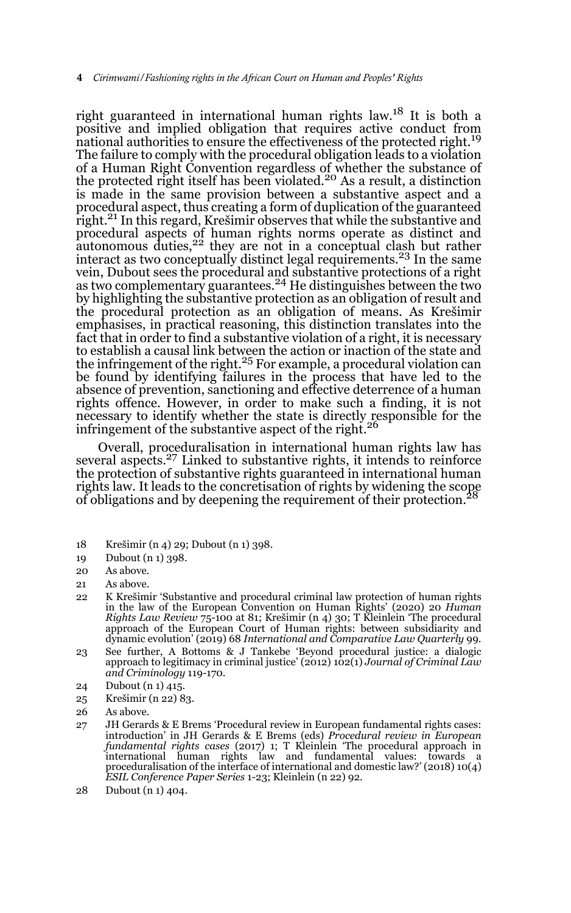right guaranteed in international human rights law.[18] It is both a positive and implied obligation that requires active conduct from national authorities to ensure the effectiveness of the protected right.[19] The failure to comply with the procedural obligation leads to a violation of a Human Right Convention regardless of whether the substance of the protected right itself has been violated.[20] As a result, a distinction is made in the same provision between a substantive aspect and a procedural aspect, thus creating a form of duplication of the guaranteed right.[21] In this regard, Krešimir observes that while the substantive and procedural aspects of human rights norms operate as distinct and autonomous duties,[22] they are not in a conceptual clash but rather interact as two conceptually distinct legal requirements.[23] In the same vein, Dubout sees the procedural and substantive protections of a right as two complementary guarantees.[24] He distinguishes between the two by highlighting the substantive protection as an obligation of result and the procedural protection as an obligation of means. As Krešimir emphasises, in practical reasoning, this distinction translates into the fact that in order to find a substantive violation of a right, it is necessary to establish a causal link between the action or inaction of the state and the infringement of the right.[25] For example, a procedural violation can be found by identifying failures in the process that have led to the absence of prevention, sanctioning and effective deterrence of a human rights offence. However, in order to make such a finding, it is not necessary to identify whether the state is directly responsible for the infringement of the substantive aspect of the right.[26]

Overall, proceduralisation in international human rights law has several aspects.[27] Linked to substantive rights, it intends to reinforce the protection of substantive rights guaranteed in international human rights law. It leads to the concretisation of rights by widening the scope of obligations and by deepening the requirement of their protection.[28]

---

18 Krešimir (n 4) 29; Dubout (n 1) 398.

19 Dubout (n 1) 398.

20 As above.

21 As above.

22 K Krešimir 'Substantive and procedural criminal law protection of human rights in the law of the European Convention on Human Rights' (2020) 20 *Human Rights Law Review* 75-100 at 81; Krešimir (n 4) 30; T Kleinlein 'The procedural approach of the European Court of Human rights: between subsidiarity and dynamic evolution' (2019) 68 *International and Comparative Law Quarterly* 99.

23 See further, A Bottoms & J Tankebe 'Beyond procedural justice: a dialogic approach to legitimacy in criminal justice' (2012) 102(1) *Journal of Criminal Law and Criminology* 119-170.

24 Dubout (n 1) 415.

25 Krešimir (n 22) 83.

26 As above.

27 JH Gerards & E Brems 'Procedural review in European fundamental rights cases: introduction' in JH Gerards & E Brems (eds) *Procedural review in European fundamental rights cases* (2017) 1; T Kleinlein 'The procedural approach in international human rights law and fundamental values: towards a proceduralisation of the interface of international and domestic law?' (2018) 10(4) *ESIL Conference Paper Series* 1-23; Kleinlein (n 22) 92.

28 Dubout (n 1) 404.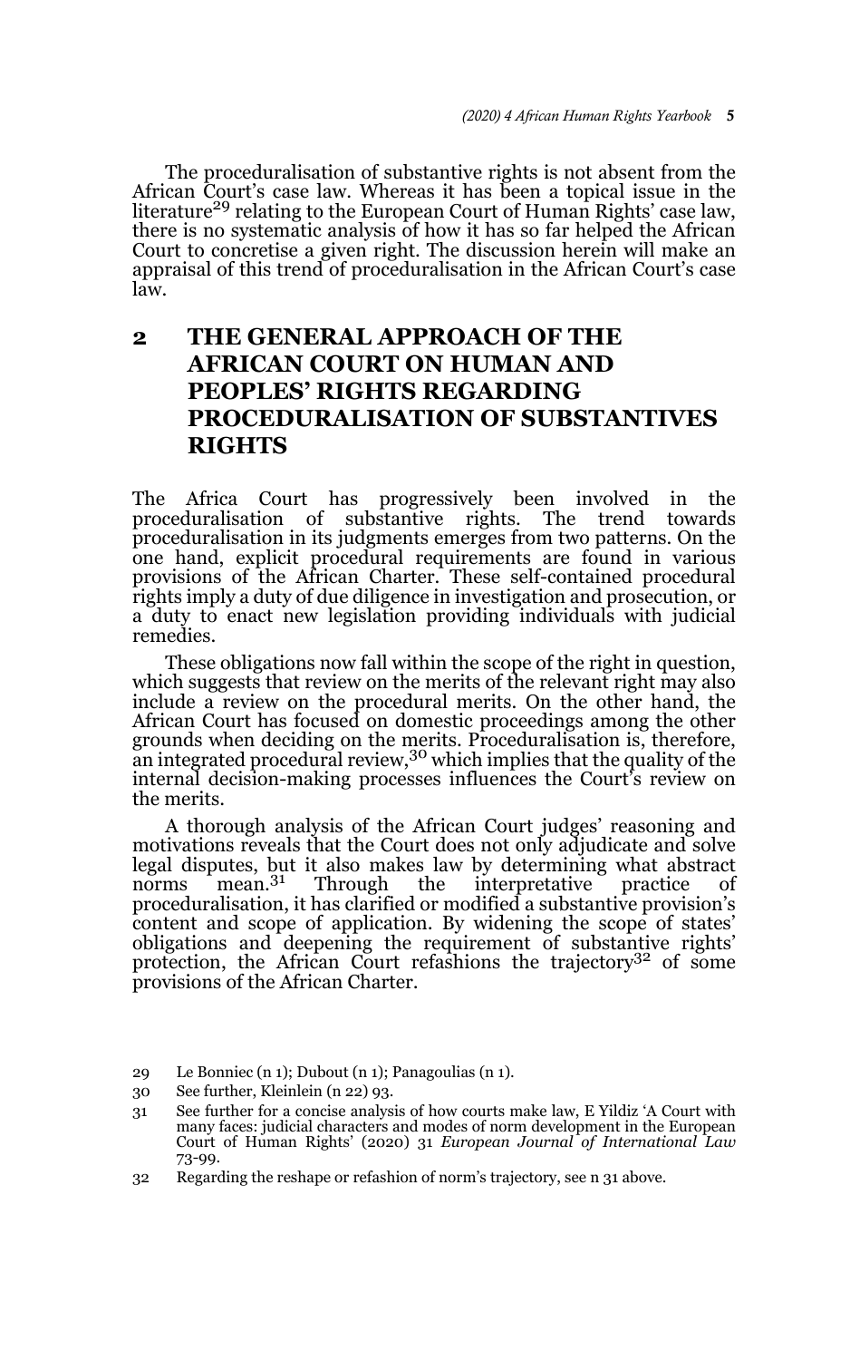The proceduralisation of substantive rights is not absent from the African Court's case law. Whereas it has been a topical issue in the literature[29] relating to the European Court of Human Rights' case law, there is no systematic analysis of how it has so far helped the African Court to concretise a given right. The discussion herein will make an appraisal of this trend of proceduralisation in the African Court's case law.

## 2 THE GENERAL APPROACH OF THE AFRICAN COURT ON HUMAN AND PEOPLES' RIGHTS REGARDING PROCEDURALISATION OF SUBSTANTIVES RIGHTS

The Africa Court has progressively been involved in the proceduralisation of substantive rights. The trend towards proceduralisation in its judgments emerges from two patterns. On the one hand, explicit procedural requirements are found in various provisions of the African Charter. These self-contained procedural rights imply a duty of due diligence in investigation and prosecution, or a duty to enact new legislation providing individuals with judicial remedies.

These obligations now fall within the scope of the right in question, which suggests that review on the merits of the relevant right may also include a review on the procedural merits. On the other hand, the African Court has focused on domestic proceedings among the other grounds when deciding on the merits. Proceduralisation is, therefore, an integrated procedural review,[30] which implies that the quality of the internal decision-making processes influences the Court's review on the merits.

A thorough analysis of the African Court judges' reasoning and motivations reveals that the Court does not only adjudicate and solve legal disputes, but it also makes law by determining what abstract norms mean.[31] Through the interpretative practice of proceduralisation, it has clarified or modified a substantive provision's content and scope of application. By widening the scope of states' obligations and deepening the requirement of substantive rights' protection, the African Court refashions the trajectory[32] of some provisions of the African Charter.

29 Le Bonniec (n 1); Dubout (n 1); Panagoulias (n 1).

30 See further, Kleinlein (n 22) 93.

31 See further for a concise analysis of how courts make law, E Yildiz 'A Court with many faces: judicial characters and modes of norm development in the European Court of Human Rights' (2020) 31 *European Journal of International Law* 73-99.

32 Regarding the reshape or refashion of norm's trajectory, see n 31 above.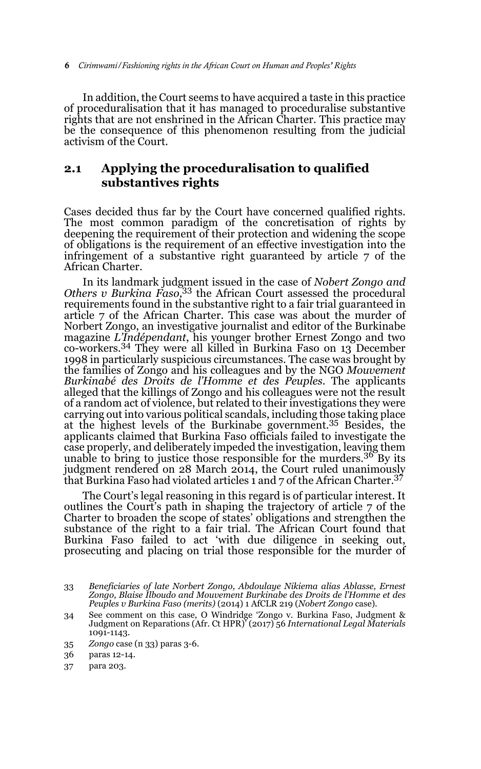In addition, the Court seems to have acquired a taste in this practice of proceduralisation that it has managed to proceduralise substantive rights that are not enshrined in the African Charter. This practice may be the consequence of this phenomenon resulting from the judicial activism of the Court.

## 2.1 Applying the proceduralisation to qualified substantives rights

Cases decided thus far by the Court have concerned qualified rights. The most common paradigm of the concretisation of rights by deepening the requirement of their protection and widening the scope of obligations is the requirement of an effective investigation into the infringement of a substantive right guaranteed by article 7 of the African Charter.

In its landmark judgment issued in the case of *Nobert Zongo and Others v Burkina Faso*,[33] the African Court assessed the procedural requirements found in the substantive right to a fair trial guaranteed in article 7 of the African Charter. This case was about the murder of Norbert Zongo, an investigative journalist and editor of the Burkinabe magazine *L'Indépendant*, his younger brother Ernest Zongo and two co-workers.[34] They were all killed in Burkina Faso on 13 December 1998 in particularly suspicious circumstances. The case was brought by the families of Zongo and his colleagues and by the NGO *Mouvement Burkinabé des Droits de l'Homme et des Peuples*. The applicants alleged that the killings of Zongo and his colleagues were not the result of a random act of violence, but related to their investigations they were carrying out into various political scandals, including those taking place at the highest levels of the Burkinabe government.[35] Besides, the applicants claimed that Burkina Faso officials failed to investigate the case properly, and deliberately impeded the investigation, leaving them unable to bring to justice those responsible for the murders.[36] By its judgment rendered on 28 March 2014, the Court ruled unanimously that Burkina Faso had violated articles 1 and 7 of the African Charter.[37]

The Court's legal reasoning in this regard is of particular interest. It outlines the Court's path in shaping the trajectory of article 7 of the Charter to broaden the scope of states' obligations and strengthen the substance of the right to a fair trial. The African Court found that Burkina Faso failed to act 'with due diligence in seeking out, prosecuting and placing on trial those responsible for the murder of

---

33 *Beneficiaries of late Norbert Zongo, Abdoulaye Nikiema alias Ablasse, Ernest Zongo, Blaise Ilboudo and Mouvement Burkinabe des Droits de l'Homme et des Peuples v Burkina Faso (merits)* (2014) 1 AfCLR 219 (*Nobert Zongo* case).

34 See comment on this case, O Windridge 'Zongo v. Burkina Faso, Judgment & Judgment on Reparations (Afr. Ct HPR)' (2017) 56 *International Legal Materials* 1091-1143.

35 *Zongo* case (n 33) paras 3-6.

36 paras 12-14.

37 para 203.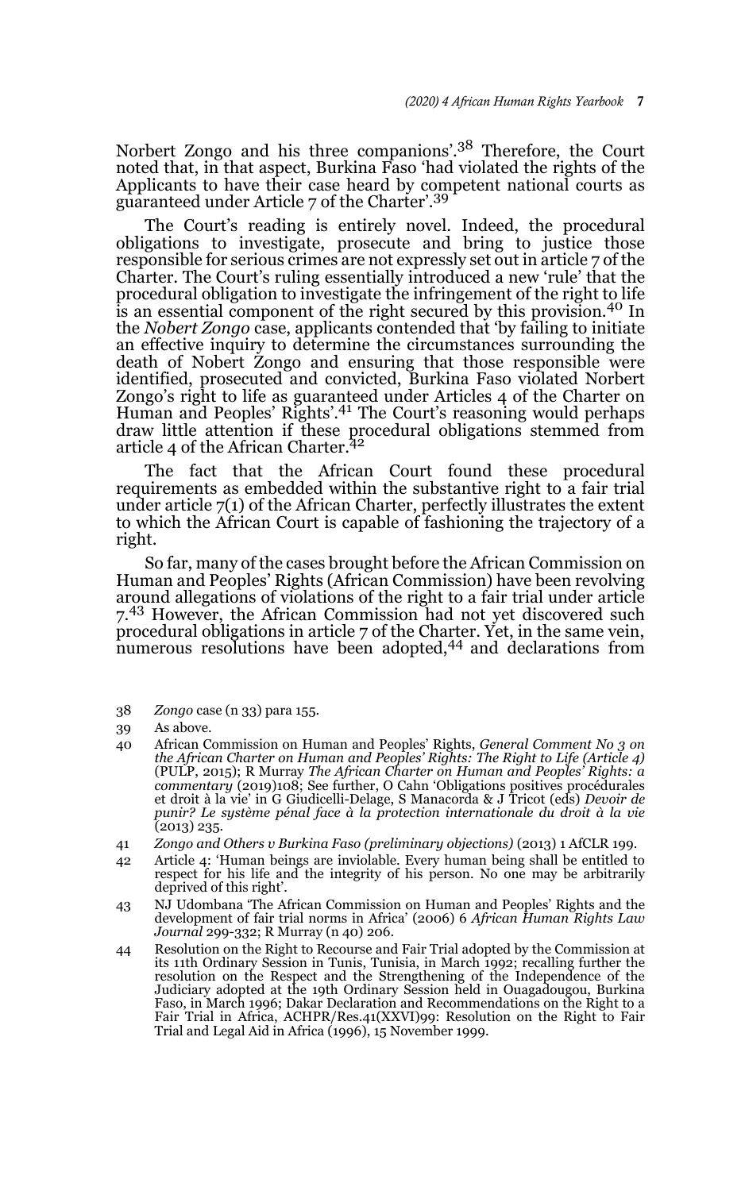Norbert Zongo and his three companions'.[38] Therefore, the Court noted that, in that aspect, Burkina Faso 'had violated the rights of the Applicants to have their case heard by competent national courts as guaranteed under Article 7 of the Charter'.[39]

The Court's reading is entirely novel. Indeed, the procedural obligations to investigate, prosecute and bring to justice those responsible for serious crimes are not expressly set out in article 7 of the Charter. The Court's ruling essentially introduced a new 'rule' that the procedural obligation to investigate the infringement of the right to life is an essential component of the right secured by this provision.[40] In the *Nobert Zongo* case, applicants contended that 'by failing to initiate an effective inquiry to determine the circumstances surrounding the death of Nobert Zongo and ensuring that those responsible were identified, prosecuted and convicted, Burkina Faso violated Norbert Zongo's right to life as guaranteed under Articles 4 of the Charter on Human and Peoples' Rights'.[41] The Court's reasoning would perhaps draw little attention if these procedural obligations stemmed from article 4 of the African Charter.[42]

The fact that the African Court found these procedural requirements as embedded within the substantive right to a fair trial under article 7(1) of the African Charter, perfectly illustrates the extent to which the African Court is capable of fashioning the trajectory of a right.

So far, many of the cases brought before the African Commission on Human and Peoples' Rights (African Commission) have been revolving around allegations of violations of the right to a fair trial under article 7.[43] However, the African Commission had not yet discovered such procedural obligations in article 7 of the Charter. Yet, in the same vein, numerous resolutions have been adopted,[44] and declarations from

---

38 *Zongo* case (n 33) para 155.

39 As above.

40 African Commission on Human and Peoples' Rights, *General Comment No 3 on the African Charter on Human and Peoples' Rights: The Right to Life (Article 4)* (PULP, 2015); R Murray *The African Charter on Human and Peoples' Rights: a commentary* (2019)108; See further, O Cahn 'Obligations positives procédurales et droit à la vie' in G Giudicelli-Delage, S Manacorda & J Tricot (eds) *Devoir de punir? Le système pénal face à la protection internationale du droit à la vie* (2013) 235.

41 *Zongo and Others v Burkina Faso (preliminary objections)* (2013) 1 AfCLR 199.

42 Article 4: 'Human beings are inviolable. Every human being shall be entitled to respect for his life and the integrity of his person. No one may be arbitrarily deprived of this right'.

43 NJ Udombana 'The African Commission on Human and Peoples' Rights and the development of fair trial norms in Africa' (2006) 6 *African Human Rights Law Journal* 299-332; R Murray (n 40) 206.

44 Resolution on the Right to Recourse and Fair Trial adopted by the Commission at its 11th Ordinary Session in Tunis, Tunisia, in March 1992; recalling further the resolution on the Respect and the Strengthening of the Independence of the Judiciary adopted at the 19th Ordinary Session held in Ouagadougou, Burkina Faso, in March 1996; Dakar Declaration and Recommendations on the Right to a Fair Trial in Africa, ACHPR/Res.41(XXVI)99: Resolution on the Right to Fair Trial and Legal Aid in Africa (1996), 15 November 1999.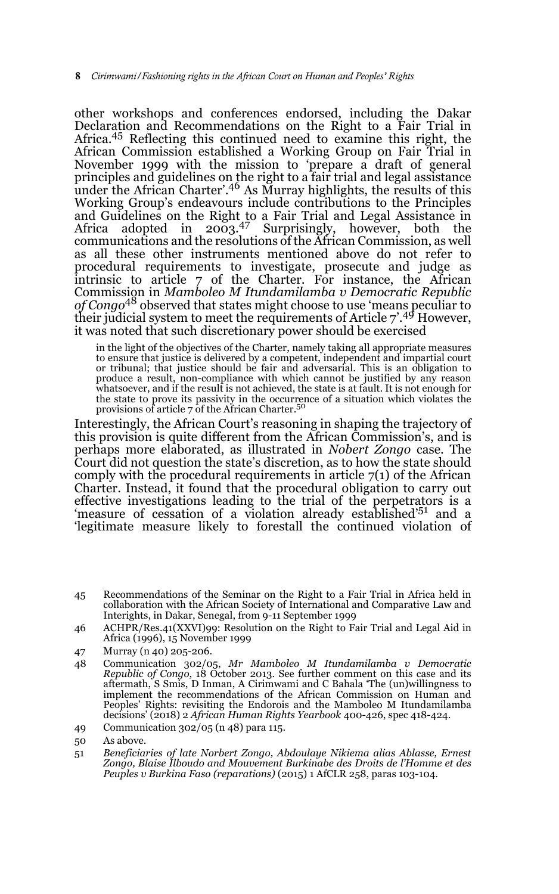other workshops and conferences endorsed, including the Dakar Declaration and Recommendations on the Right to a Fair Trial in Africa.[45] Reflecting this continued need to examine this right, the African Commission established a Working Group on Fair Trial in November 1999 with the mission to 'prepare a draft of general principles and guidelines on the right to a fair trial and legal assistance under the African Charter'.[46] As Murray highlights, the results of this Working Group's endeavours include contributions to the Principles and Guidelines on the Right to a Fair Trial and Legal Assistance in Africa adopted in 2003.[47] Surprisingly, however, both the communications and the resolutions of the African Commission, as well as all these other instruments mentioned above do not refer to procedural requirements to investigate, prosecute and judge as intrinsic to article 7 of the Charter. For instance, the African Commission in *Mamboleo M Itundamilamba v Democratic Republic of Congo*[48] observed that states might choose to use 'means peculiar to their judicial system to meet the requirements of Article 7'.[49] However, it was noted that such discretionary power should be exercised

> in the light of the objectives of the Charter, namely taking all appropriate measures to ensure that justice is delivered by a competent, independent and impartial court or tribunal; that justice should be fair and adversarial. This is an obligation to produce a result, non-compliance with which cannot be justified by any reason whatsoever, and if the result is not achieved, the state is at fault. It is not enough for the state to prove its passivity in the occurrence of a situation which violates the provisions of article 7 of the African Charter.[50]

Interestingly, the African Court's reasoning in shaping the trajectory of this provision is quite different from the African Commission's, and is perhaps more elaborated, as illustrated in *Nobert Zongo* case. The Court did not question the state's discretion, as to how the state should comply with the procedural requirements in article 7(1) of the African Charter. Instead, it found that the procedural obligation to carry out effective investigations leading to the trial of the perpetrators is a 'measure of cessation of a violation already established'[51] and a 'legitimate measure likely to forestall the continued violation of

---

45 Recommendations of the Seminar on the Right to a Fair Trial in Africa held in collaboration with the African Society of International and Comparative Law and Interights, in Dakar, Senegal, from 9-11 September 1999

46 ACHPR/Res.41(XXVI)99: Resolution on the Right to Fair Trial and Legal Aid in Africa (1996), 15 November 1999

47 Murray (n 40) 205-206.

48 Communication 302/05, *Mr Mamboleo M Itundamilamba v Democratic Republic of Congo*, 18 October 2013. See further comment on this case and its aftermath, S Smis, D Inman, A Cirimwami and C Bahala 'The (un)willingness to implement the recommendations of the African Commission on Human and Peoples' Rights: revisiting the Endorois and the Mamboleo M Itundamilamba decisions' (2018) 2 *African Human Rights Yearbook* 400-426, spec 418-424.

49 Communication 302/05 (n 48) para 115.

50 As above.

51 *Beneficiaries of late Norbert Zongo, Abdoulaye Nikiema alias Ablasse, Ernest Zongo, Blaise Ilboudo and Mouvement Burkinabe des Droits de l'Homme et des Peuples v Burkina Faso (reparations)* (2015) 1 AfCLR 258, paras 103-104.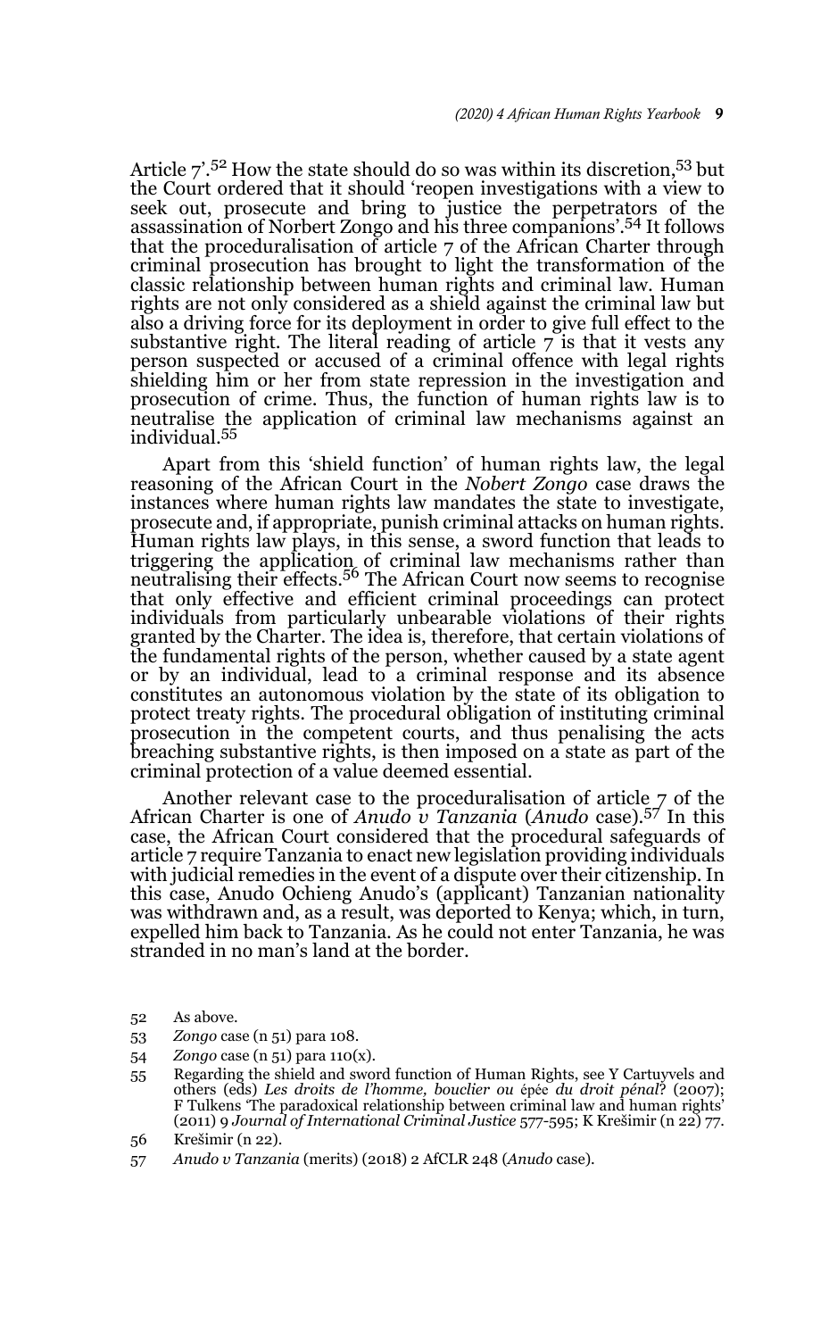Article 7'.[52] How the state should do so was within its discretion,[53] but the Court ordered that it should 'reopen investigations with a view to seek out, prosecute and bring to justice the perpetrators of the assassination of Norbert Zongo and his three companions'.[54] It follows that the proceduralisation of article 7 of the African Charter through criminal prosecution has brought to light the transformation of the classic relationship between human rights and criminal law. Human rights are not only considered as a shield against the criminal law but also a driving force for its deployment in order to give full effect to the substantive right. The literal reading of article 7 is that it vests any person suspected or accused of a criminal offence with legal rights shielding him or her from state repression in the investigation and prosecution of crime. Thus, the function of human rights law is to neutralise the application of criminal law mechanisms against an individual.[55]

Apart from this 'shield function' of human rights law, the legal reasoning of the African Court in the *Nobert Zongo* case draws the instances where human rights law mandates the state to investigate, prosecute and, if appropriate, punish criminal attacks on human rights. Human rights law plays, in this sense, a sword function that leads to triggering the application of criminal law mechanisms rather than neutralising their effects.[56] The African Court now seems to recognise that only effective and efficient criminal proceedings can protect individuals from particularly unbearable violations of their rights granted by the Charter. The idea is, therefore, that certain violations of the fundamental rights of the person, whether caused by a state agent or by an individual, lead to a criminal response and its absence constitutes an autonomous violation by the state of its obligation to protect treaty rights. The procedural obligation of instituting criminal prosecution in the competent courts, and thus penalising the acts breaching substantive rights, is then imposed on a state as part of the criminal protection of a value deemed essential.

Another relevant case to the proceduralisation of article 7 of the African Charter is one of *Anudo v Tanzania* (*Anudo* case).[57] In this case, the African Court considered that the procedural safeguards of article 7 require Tanzania to enact new legislation providing individuals with judicial remedies in the event of a dispute over their citizenship. In this case, Anudo Ochieng Anudo's (applicant) Tanzanian nationality was withdrawn and, as a result, was deported to Kenya; which, in turn, expelled him back to Tanzania. As he could not enter Tanzania, he was stranded in no man's land at the border.

---

52 As above.

53 *Zongo* case (n 51) para 108.

54 *Zongo* case (n 51) para 110(x).

55 Regarding the shield and sword function of Human Rights, see Y Cartuyvels and others (eds) *Les droits de l'homme, bouclier ou épée du droit pénal?* (2007); F Tulkens 'The paradoxical relationship between criminal law and human rights' (2011) 9 *Journal of International Criminal Justice* 577-595; K Krešimir (n 22) 77.

56 Krešimir (n 22).

57 *Anudo v Tanzania* (merits) (2018) 2 AfCLR 248 (*Anudo* case).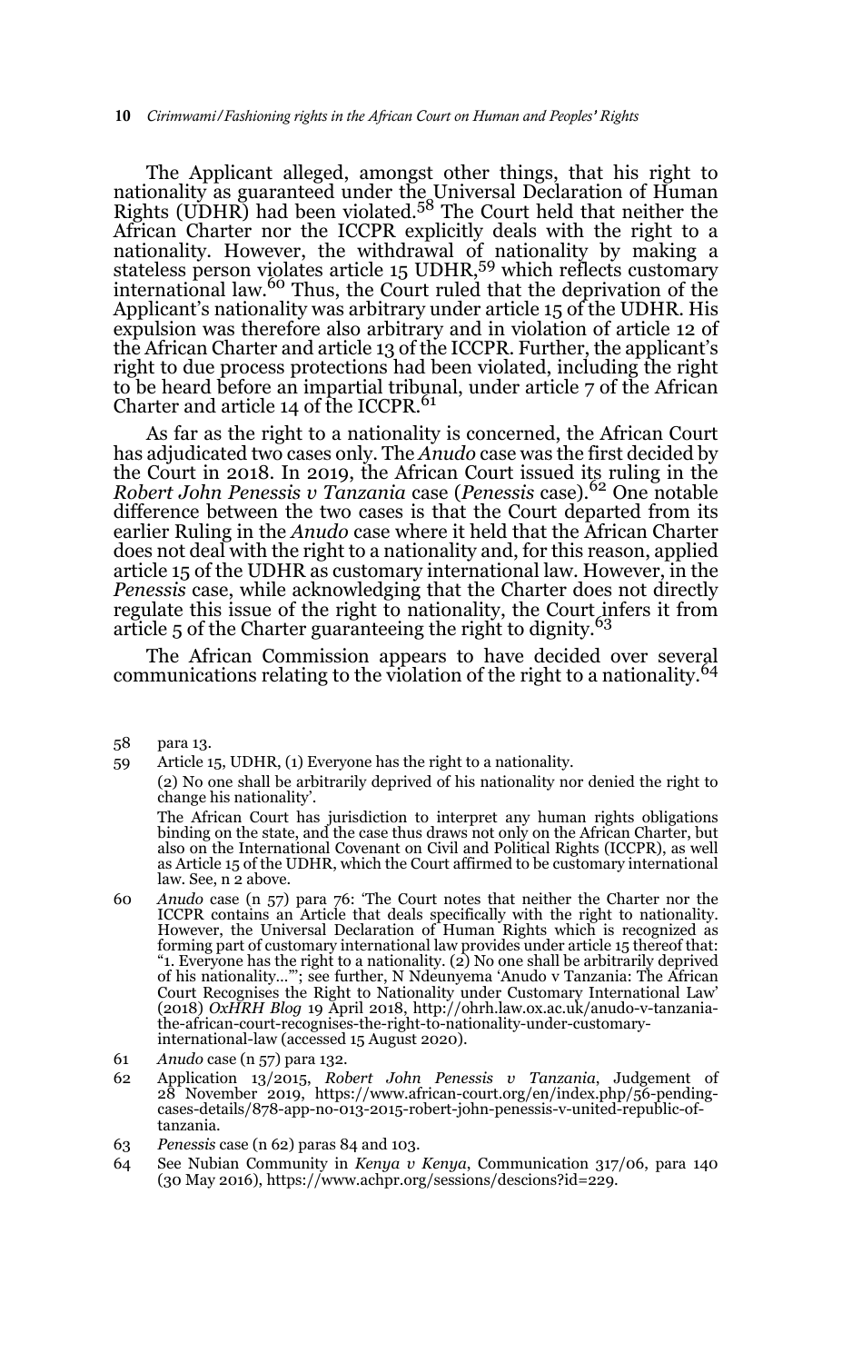The Applicant alleged, amongst other things, that his right to nationality as guaranteed under the Universal Declaration of Human Rights (UDHR) had been violated.[58] The Court held that neither the African Charter nor the ICCPR explicitly deals with the right to a nationality. However, the withdrawal of nationality by making a stateless person violates article 15 UDHR,[59] which reflects customary international law.[60] Thus, the Court ruled that the deprivation of the Applicant's nationality was arbitrary under article 15 of the UDHR. His expulsion was therefore also arbitrary and in violation of article 12 of the African Charter and article 13 of the ICCPR. Further, the applicant's right to due process protections had been violated, including the right to be heard before an impartial tribunal, under article 7 of the African Charter and article 14 of the ICCPR.[61]

As far as the right to a nationality is concerned, the African Court has adjudicated two cases only. The *Anudo* case was the first decided by the Court in 2018. In 2019, the African Court issued its ruling in the *Robert John Penessis v Tanzania* case (*Penessis* case).[62] One notable difference between the two cases is that the Court departed from its earlier Ruling in the *Anudo* case where it held that the African Charter does not deal with the right to a nationality and, for this reason, applied article 15 of the UDHR as customary international law. However, in the *Penessis* case, while acknowledging that the Charter does not directly regulate this issue of the right to nationality, the Court infers it from article 5 of the Charter guaranteeing the right to dignity.[63]

The African Commission appears to have decided over several communications relating to the violation of the right to a nationality.[64]

58 para 13.

59 Article 15, UDHR, (1) Everyone has the right to a nationality.
(2) No one shall be arbitrarily deprived of his nationality nor denied the right to change his nationality'.
The African Court has jurisdiction to interpret any human rights obligations binding on the state, and the case thus draws not only on the African Charter, but also on the International Covenant on Civil and Political Rights (ICCPR), as well as Article 15 of the UDHR, which the Court affirmed to be customary international law. See, n 2 above.

60 *Anudo* case (n 57) para 76: 'The Court notes that neither the Charter nor the ICCPR contains an Article that deals specifically with the right to nationality. However, the Universal Declaration of Human Rights which is recognized as forming part of customary international law provides under article 15 thereof that: "1. Everyone has the right to a nationality. (2) No one shall be arbitrarily deprived of his nationality…"'; see further, N Ndeunyema 'Anudo v Tanzania: The African Court Recognises the Right to Nationality under Customary International Law' (2018) *OxHRH Blog* 19 April 2018, http://ohrh.law.ox.ac.uk/anudo-v-tanzania-the-african-court-recognises-the-right-to-nationality-under-customary-international-law (accessed 15 August 2020).

61 *Anudo* case (n 57) para 132.

62 Application 13/2015, *Robert John Penessis v Tanzania*, Judgement of 28 November 2019, https://www.african-court.org/en/index.php/56-pending-cases-details/878-app-no-013-2015-robert-john-penessis-v-united-republic-of-tanzania.

63 *Penessis* case (n 62) paras 84 and 103.

64 See Nubian Community in *Kenya v Kenya*, Communication 317/06, para 140 (30 May 2016), https://www.achpr.org/sessions/descions?id=229.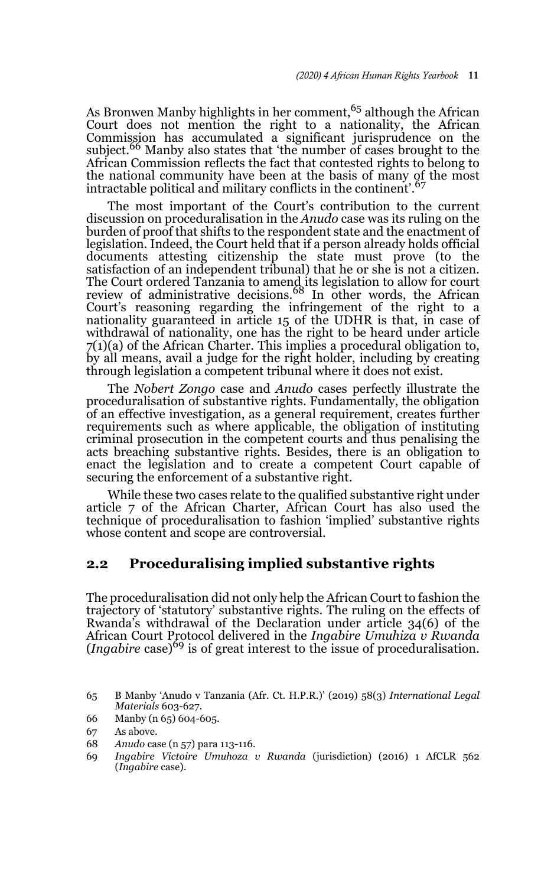As Bronwen Manby highlights in her comment,[65] although the African Court does not mention the right to a nationality, the African Commission has accumulated a significant jurisprudence on the subject.[66] Manby also states that 'the number of cases brought to the African Commission reflects the fact that contested rights to belong to the national community have been at the basis of many of the most intractable political and military conflicts in the continent'.[67]

The most important of the Court's contribution to the current discussion on proceduralisation in the *Anudo* case was its ruling on the burden of proof that shifts to the respondent state and the enactment of legislation. Indeed, the Court held that if a person already holds official documents attesting citizenship the state must prove (to the satisfaction of an independent tribunal) that he or she is not a citizen. The Court ordered Tanzania to amend its legislation to allow for court review of administrative decisions.[68] In other words, the African Court's reasoning regarding the infringement of the right to a nationality guaranteed in article 15 of the UDHR is that, in case of withdrawal of nationality, one has the right to be heard under article 7(1)(a) of the African Charter. This implies a procedural obligation to, by all means, avail a judge for the right holder, including by creating through legislation a competent tribunal where it does not exist.

The *Nobert Zongo* case and *Anudo* cases perfectly illustrate the proceduralisation of substantive rights. Fundamentally, the obligation of an effective investigation, as a general requirement, creates further requirements such as where applicable, the obligation of instituting criminal prosecution in the competent courts and thus penalising the acts breaching substantive rights. Besides, there is an obligation to enact the legislation and to create a competent Court capable of securing the enforcement of a substantive right.

While these two cases relate to the qualified substantive right under article 7 of the African Charter, African Court has also used the technique of proceduralisation to fashion 'implied' substantive rights whose content and scope are controversial.

## 2.2 Proceduralising implied substantive rights

The proceduralisation did not only help the African Court to fashion the trajectory of 'statutory' substantive rights. The ruling on the effects of Rwanda's withdrawal of the Declaration under article 34(6) of the African Court Protocol delivered in the *Ingabire Umuhiza v Rwanda* (*Ingabire* case)[69] is of great interest to the issue of proceduralisation.

65 B Manby 'Anudo v Tanzania (Afr. Ct. H.P.R.)' (2019) 58(3) *International Legal Materials* 603-627.

66 Manby (n 65) 604-605.

67 As above.

68 *Anudo* case (n 57) para 113-116.

69 *Ingabire Victoire Umuhoza v Rwanda* (jurisdiction) (2016) 1 AfCLR 562 (*Ingabire* case).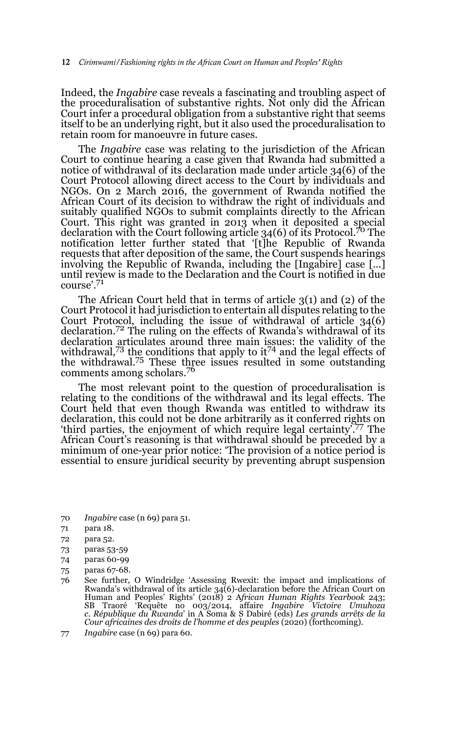Indeed, the *Ingabire* case reveals a fascinating and troubling aspect of the proceduralisation of substantive rights. Not only did the African Court infer a procedural obligation from a substantive right that seems itself to be an underlying right, but it also used the proceduralisation to retain room for manoeuvre in future cases.

The *Ingabire* case was relating to the jurisdiction of the African Court to continue hearing a case given that Rwanda had submitted a notice of withdrawal of its declaration made under article 34(6) of the Court Protocol allowing direct access to the Court by individuals and NGOs. On 2 March 2016, the government of Rwanda notified the African Court of its decision to withdraw the right of individuals and suitably qualified NGOs to submit complaints directly to the African Court. This right was granted in 2013 when it deposited a special declaration with the Court following article 34(6) of its Protocol.[70] The notification letter further stated that '[t]he Republic of Rwanda requests that after deposition of the same, the Court suspends hearings involving the Republic of Rwanda, including the [Ingabire] case [...] until review is made to the Declaration and the Court is notified in due course'.[71]

The African Court held that in terms of article 3(1) and (2) of the Court Protocol it had jurisdiction to entertain all disputes relating to the Court Protocol, including the issue of withdrawal of article 34(6) declaration.[72] The ruling on the effects of Rwanda's withdrawal of its declaration articulates around three main issues: the validity of the withdrawal,[73] the conditions that apply to it[74] and the legal effects of the withdrawal.[75] These three issues resulted in some outstanding comments among scholars.[76]

The most relevant point to the question of proceduralisation is relating to the conditions of the withdrawal and its legal effects. The Court held that even though Rwanda was entitled to withdraw its declaration, this could not be done arbitrarily as it conferred rights on 'third parties, the enjoyment of which require legal certainty'.[77] The African Court's reasoning is that withdrawal should be preceded by a minimum of one-year prior notice: 'The provision of a notice period is essential to ensure juridical security by preventing abrupt suspension

---

70 *Ingabire* case (n 69) para 51.

71 para 18.

72 para 52.

73 paras 53-59

74 paras 60-99

75 paras 67-68.

76 See further, O Windridge 'Assessing Rwexit: the impact and implications of Rwanda's withdrawal of its article 34(6)-declaration before the African Court on Human and Peoples' Rights' (2018) 2 *African Human Rights Yearbook* 243; SB Traoré 'Requête no 003/2014, affaire *Ingabire Victoire Umuhoza c. République du Rwanda*' in A Soma & S Dabiré (eds) *Les grands arrêts de la Cour africaines des droits de l'homme et des peuples* (2020) (forthcoming).

77 *Ingabire* case (n 69) para 60.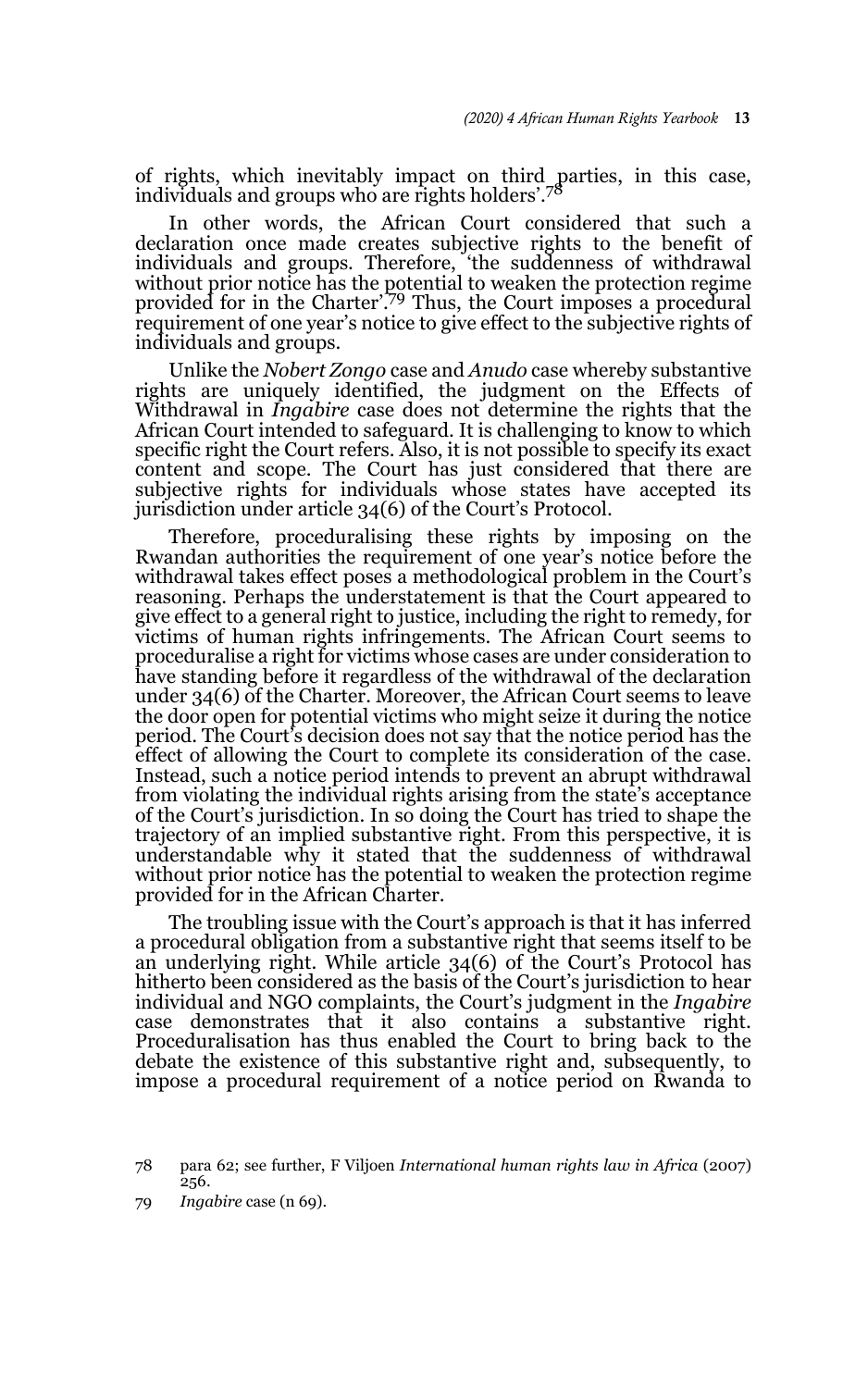of rights, which inevitably impact on third parties, in this case, individuals and groups who are rights holders'.[78]

In other words, the African Court considered that such a declaration once made creates subjective rights to the benefit of individuals and groups. Therefore, 'the suddenness of withdrawal without prior notice has the potential to weaken the protection regime provided for in the Charter'.[79] Thus, the Court imposes a procedural requirement of one year's notice to give effect to the subjective rights of individuals and groups.

Unlike the *Nobert Zongo* case and *Anudo* case whereby substantive rights are uniquely identified, the judgment on the Effects of Withdrawal in *Ingabire* case does not determine the rights that the African Court intended to safeguard. It is challenging to know to which specific right the Court refers. Also, it is not possible to specify its exact content and scope. The Court has just considered that there are subjective rights for individuals whose states have accepted its jurisdiction under article 34(6) of the Court's Protocol.

Therefore, proceduralising these rights by imposing on the Rwandan authorities the requirement of one year's notice before the withdrawal takes effect poses a methodological problem in the Court's reasoning. Perhaps the understatement is that the Court appeared to give effect to a general right to justice, including the right to remedy, for victims of human rights infringements. The African Court seems to proceduralise a right for victims whose cases are under consideration to have standing before it regardless of the withdrawal of the declaration under 34(6) of the Charter. Moreover, the African Court seems to leave the door open for potential victims who might seize it during the notice period. The Court's decision does not say that the notice period has the effect of allowing the Court to complete its consideration of the case. Instead, such a notice period intends to prevent an abrupt withdrawal from violating the individual rights arising from the state's acceptance of the Court's jurisdiction. In so doing the Court has tried to shape the trajectory of an implied substantive right. From this perspective, it is understandable why it stated that the suddenness of withdrawal without prior notice has the potential to weaken the protection regime provided for in the African Charter.

The troubling issue with the Court's approach is that it has inferred a procedural obligation from a substantive right that seems itself to be an underlying right. While article 34(6) of the Court's Protocol has hitherto been considered as the basis of the Court's jurisdiction to hear individual and NGO complaints, the Court's judgment in the *Ingabire* case demonstrates that it also contains a substantive right. Proceduralisation has thus enabled the Court to bring back to the debate the existence of this substantive right and, subsequently, to impose a procedural requirement of a notice period on Rwanda to

---

78 para 62; see further, F Viljoen *International human rights law in Africa* (2007) 256.

79 *Ingabire* case (n 69).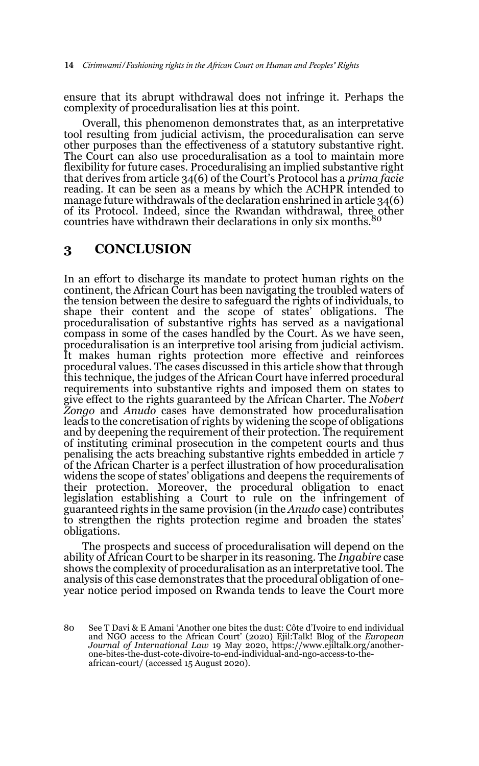ensure that its abrupt withdrawal does not infringe it. Perhaps the complexity of proceduralisation lies at this point.

Overall, this phenomenon demonstrates that, as an interpretative tool resulting from judicial activism, the proceduralisation can serve other purposes than the effectiveness of a statutory substantive right. The Court can also use proceduralisation as a tool to maintain more flexibility for future cases. Proceduralising an implied substantive right that derives from article 34(6) of the Court's Protocol has a *prima facie* reading. It can be seen as a means by which the ACHPR intended to manage future withdrawals of the declaration enshrined in article 34(6) of its Protocol. Indeed, since the Rwandan withdrawal, three other countries have withdrawn their declarations in only six months.[80]

## 3 CONCLUSION

In an effort to discharge its mandate to protect human rights on the continent, the African Court has been navigating the troubled waters of the tension between the desire to safeguard the rights of individuals, to shape their content and the scope of states' obligations. The proceduralisation of substantive rights has served as a navigational compass in some of the cases handled by the Court. As we have seen, proceduralisation is an interpretive tool arising from judicial activism. It makes human rights protection more effective and reinforces procedural values. The cases discussed in this article show that through this technique, the judges of the African Court have inferred procedural requirements into substantive rights and imposed them on states to give effect to the rights guaranteed by the African Charter. The *Nobert Zongo* and *Anudo* cases have demonstrated how proceduralisation leads to the concretisation of rights by widening the scope of obligations and by deepening the requirement of their protection. The requirement of instituting criminal prosecution in the competent courts and thus penalising the acts breaching substantive rights embedded in article 7 of the African Charter is a perfect illustration of how proceduralisation widens the scope of states' obligations and deepens the requirements of their protection. Moreover, the procedural obligation to enact legislation establishing a Court to rule on the infringement of guaranteed rights in the same provision (in the *Anudo* case) contributes to strengthen the rights protection regime and broaden the states' obligations.

The prospects and success of proceduralisation will depend on the ability of African Court to be sharper in its reasoning. The *Ingabire* case shows the complexity of proceduralisation as an interpretative tool. The analysis of this case demonstrates that the procedural obligation of one-year notice period imposed on Rwanda tends to leave the Court more

80 See T Davi & E Amani 'Another one bites the dust: Côte d'Ivoire to end individual and NGO access to the African Court' (2020) Ejil:Talk! Blog of the *European Journal of International Law* 19 May 2020, https://www.ejiltalk.org/another-one-bites-the-dust-cote-divoire-to-end-individual-and-ngo-access-to-the-african-court/ (accessed 15 August 2020).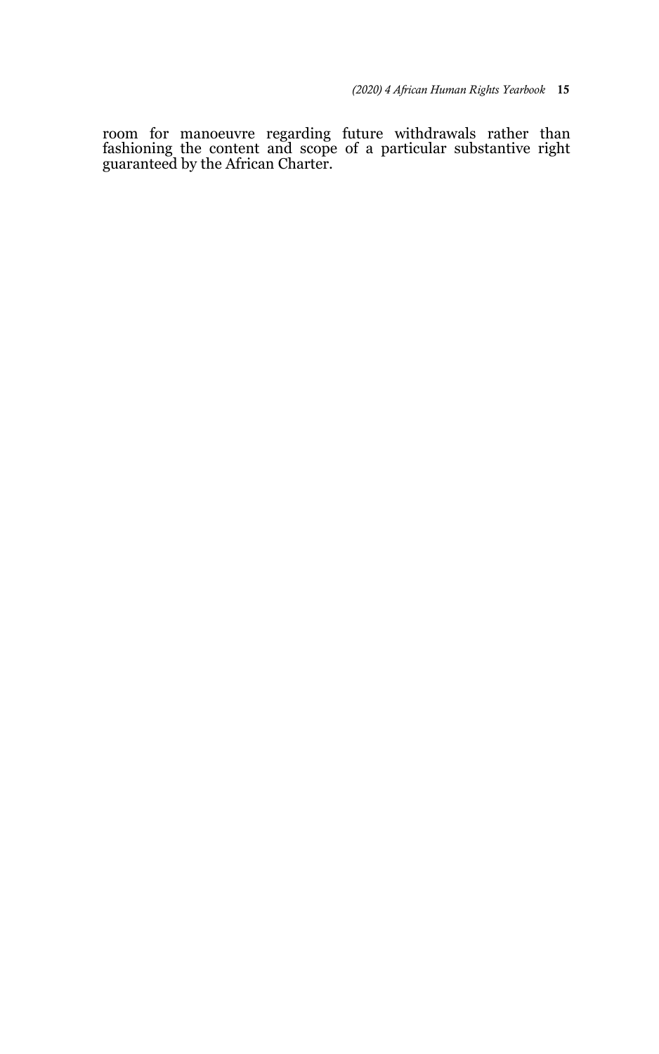room for manoeuvre regarding future withdrawals rather than fashioning the content and scope of a particular substantive right guaranteed by the African Charter.